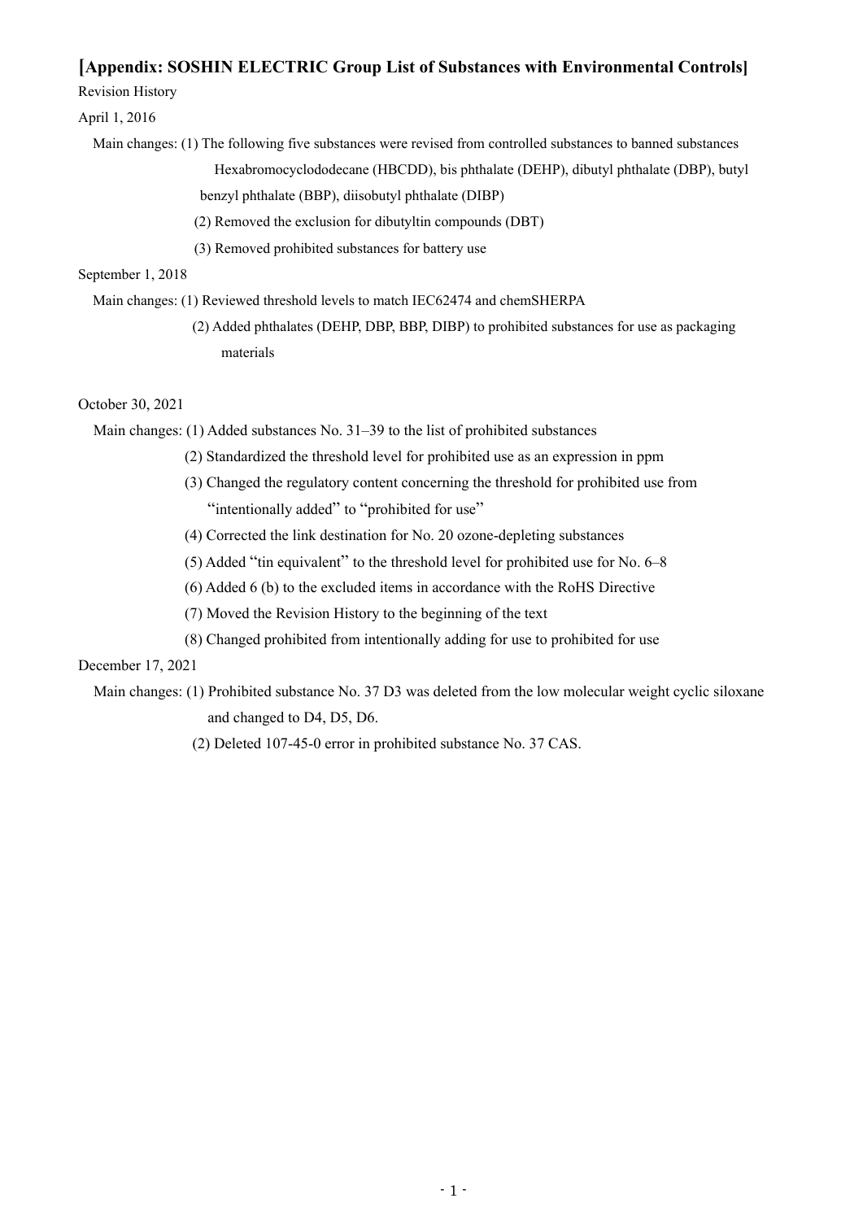# [Appendix: SOSHIN ELECTRIC Group List of Substances with Environmental Controls]

Revision History

April 1, 2016

Main changes: (1) The following five substances were revised from controlled substances to banned substances Hexabromocyclododecane (HBCDD), bis phthalate (DEHP), dibutyl phthalate (DBP), butyl benzyl phthalate (BBP), diisobutyl phthalate (DIBP)

(2) Removed the exclusion for dibutyltin compounds (DBT)

(3) Removed prohibited substances for battery use

September 1, 2018

Main changes: (1) Reviewed threshold levels to match IEC62474 and chemSHERPA

(2) Added phthalates (DEHP, DBP, BBP, DIBP) to prohibited substances for use as packaging materials

October 30, 2021

Main changes: (1) Added substances No. 31–39 to the list of prohibited substances

(2) Standardized the threshold level for prohibited use as an expression in ppm

(3) Changed the regulatory content concerning the threshold for prohibited use from "intentionally added" to "prohibited for use"

(4) Corrected the link destination for No. 20 ozone-depleting substances

(5) Added "tin equivalent" to the threshold level for prohibited use for No. 6–8

(6) Added 6 (b) to the excluded items in accordance with the RoHS Directive

(7) Moved the Revision History to the beginning of the text

(8) Changed prohibited from intentionally adding for use to prohibited for use

December 17, 2021

Main changes: (1) Prohibited substance No. 37 D3 was deleted from the low molecular weight cyclic siloxane and changed to D4, D5, D6.

(2) Deleted 107-45-0 error in prohibited substance No. 37 CAS.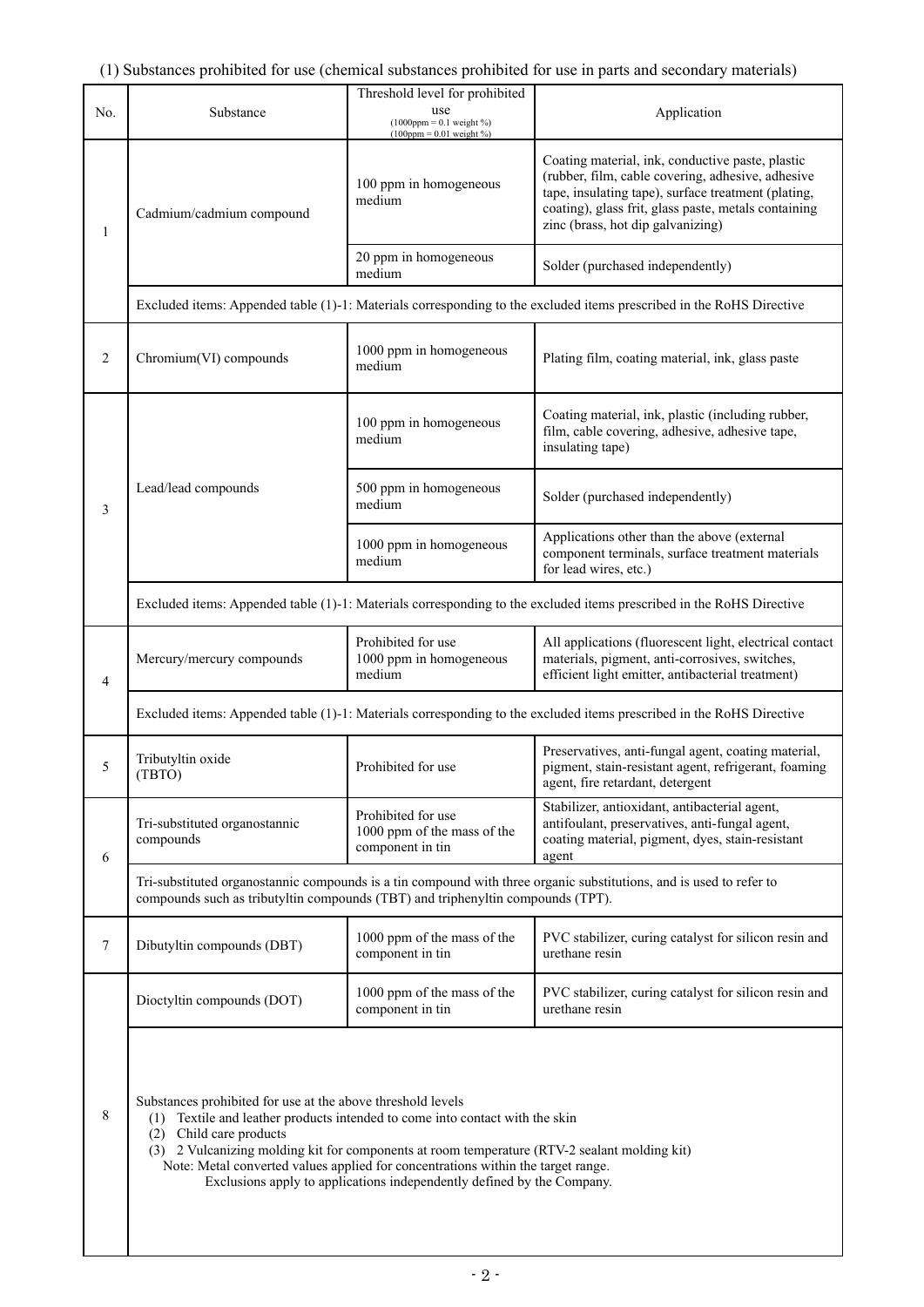(1) Substances prohibited for use (chemical substances prohibited for use in parts and secondary materials)

| No. | Substance | Threshold level for prohibited use (1000ppm = 0.1 weight %) (100ppm = 0.01 weight %) | Application |
|---|---|---|---|
| 1 | Cadmium/cadmium compound | 100 ppm in homogeneous medium | Coating material, ink, conductive paste, plastic (rubber, film, cable covering, adhesive, adhesive tape, insulating tape), surface treatment (plating, coating), glass frit, glass paste, metals containing zinc (brass, hot dip galvanizing) |
| | | 20 ppm in homogeneous medium | Solder (purchased independently) |
| | Excluded items: Appended table (1)-1: Materials corresponding to the excluded items prescribed in the RoHS Directive | | |
| 2 | Chromium(VI) compounds | 1000 ppm in homogeneous medium | Plating film, coating material, ink, glass paste |
| 3 | Lead/lead compounds | 100 ppm in homogeneous medium | Coating material, ink, plastic (including rubber, film, cable covering, adhesive, adhesive tape, insulating tape) |
| | | 500 ppm in homogeneous medium | Solder (purchased independently) |
| | | 1000 ppm in homogeneous medium | Applications other than the above (external component terminals, surface treatment materials for lead wires, etc.) |
| | Excluded items: Appended table (1)-1: Materials corresponding to the excluded items prescribed in the RoHS Directive | | |
| 4 | Mercury/mercury compounds | Prohibited for use 1000 ppm in homogeneous medium | All applications (fluorescent light, electrical contact materials, pigment, anti-corrosives, switches, efficient light emitter, antibacterial treatment) |
| | Excluded items: Appended table (1)-1: Materials corresponding to the excluded items prescribed in the RoHS Directive | | |
| 5 | Tributyltin oxide (TBTO) | Prohibited for use | Preservatives, anti-fungal agent, coating material, pigment, stain-resistant agent, refrigerant, foaming agent, fire retardant, detergent |
| 6 | Tri-substituted organostannic compounds | Prohibited for use 1000 ppm of the mass of the component in tin | Stabilizer, antioxidant, antibacterial agent, antifoulant, preservatives, anti-fungal agent, coating material, pigment, dyes, stain-resistant agent |
| | Tri-substituted organostannic compounds is a tin compound with three organic substitutions, and is used to refer to compounds such as tributyltin compounds (TBT) and triphenyltin compounds (TPT). | | |
| 7 | Dibutyltin compounds (DBT) | 1000 ppm of the mass of the component in tin | PVC stabilizer, curing catalyst for silicon resin and urethane resin |
| 8 | Dioctyltin compounds (DOT) | 1000 ppm of the mass of the component in tin | PVC stabilizer, curing catalyst for silicon resin and urethane resin |
| | Substances prohibited for use at the above threshold levels<br>(1) Textile and leather products intended to come into contact with the skin<br>(2) Child care products<br>(3) 2 Vulcanizing molding kit for components at room temperature (RTV-2 sealant molding kit)<br>Note: Metal converted values applied for concentrations within the target range.<br>Exclusions apply to applications independently defined by the Company. | | |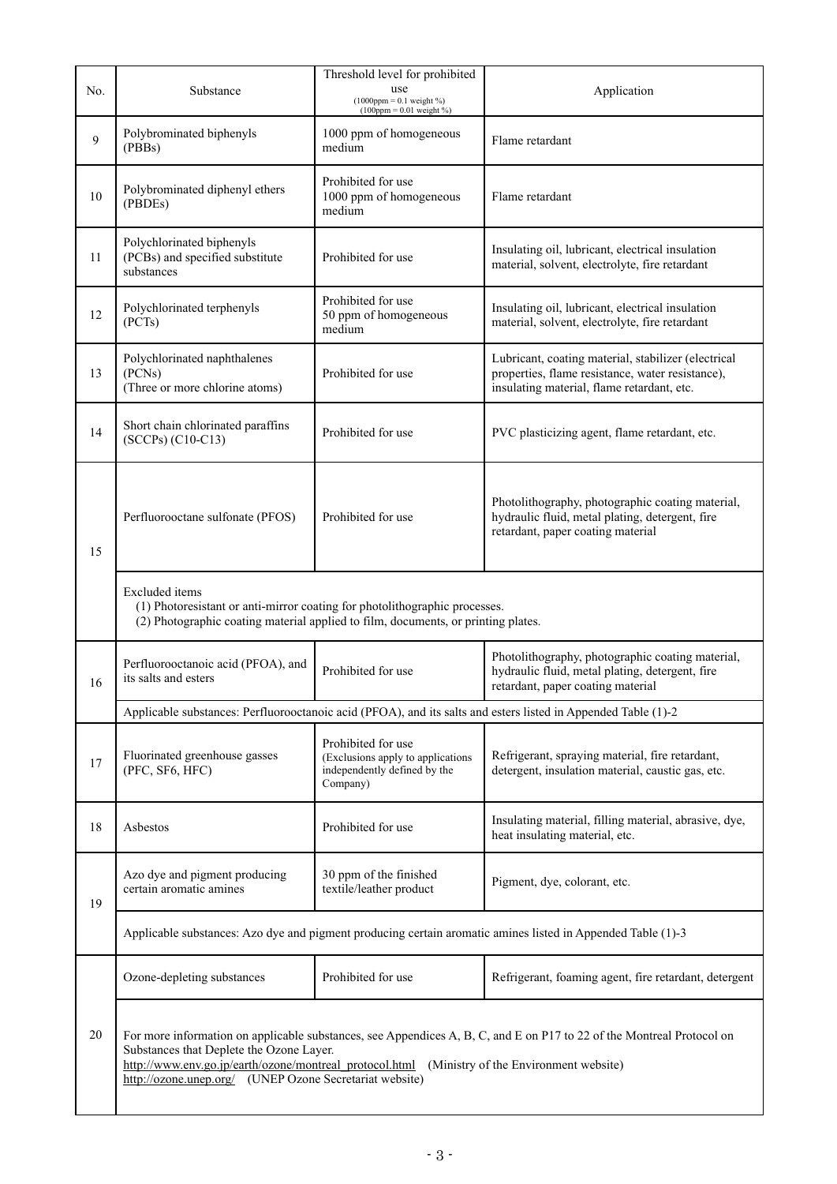| No. | Substance | Threshold level for prohibited use (1000ppm = 0.1 weight %) (100ppm = 0.01 weight %) | Application |
| --- | --- | --- | --- |
| 9 | Polybrominated biphenyls (PBBs) | 1000 ppm of homogeneous medium | Flame retardant |
| 10 | Polybrominated diphenyl ethers (PBDEs) | Prohibited for use 1000 ppm of homogeneous medium | Flame retardant |
| 11 | Polychlorinated biphenyls (PCBs) and specified substitute substances | Prohibited for use | Insulating oil, lubricant, electrical insulation material, solvent, electrolyte, fire retardant |
| 12 | Polychlorinated terphenyls (PCTs) | Prohibited for use 50 ppm of homogeneous medium | Insulating oil, lubricant, electrical insulation material, solvent, electrolyte, fire retardant |
| 13 | Polychlorinated naphthalenes (PCNs) (Three or more chlorine atoms) | Prohibited for use | Lubricant, coating material, stabilizer (electrical properties, flame resistance, water resistance), insulating material, flame retardant, etc. |
| 14 | Short chain chlorinated paraffins (SCCPs) (C10-C13) | Prohibited for use | PVC plasticizing agent, flame retardant, etc. |
| 15 | Perfluorooctane sulfonate (PFOS) | Prohibited for use | Photolithography, photographic coating material, hydraulic fluid, metal plating, detergent, fire retardant, paper coating material |
| | Excluded items (1) Photoresistant or anti-mirror coating for photolithographic processes. (2) Photographic coating material applied to film, documents, or printing plates. | | |
| 16 | Perfluorooctanoic acid (PFOA), and its salts and esters | Prohibited for use | Photolithography, photographic coating material, hydraulic fluid, metal plating, detergent, fire retardant, paper coating material |
| | Applicable substances: Perfluorooctanoic acid (PFOA), and its salts and esters listed in Appended Table (1)-2 | | |
| 17 | Fluorinated greenhouse gasses (PFC, SF6, HFC) | Prohibited for use (Exclusions apply to applications independently defined by the Company) | Refrigerant, spraying material, fire retardant, detergent, insulation material, caustic gas, etc. |
| 18 | Asbestos | Prohibited for use | Insulating material, filling material, abrasive, dye, heat insulating material, etc. |
| 19 | Azo dye and pigment producing certain aromatic amines | 30 ppm of the finished textile/leather product | Pigment, dye, colorant, etc. |
| | Applicable substances: Azo dye and pigment producing certain aromatic amines listed in Appended Table (1)-3 | | |
| 20 | Ozone-depleting substances | Prohibited for use | Refrigerant, foaming agent, fire retardant, detergent |
| | For more information on applicable substances, see Appendices A, B, C, and E on P17 to 22 of the Montreal Protocol on Substances that Deplete the Ozone Layer. http://www.env.go.jp/earth/ozone/montreal_protocol.html (Ministry of the Environment website) http://ozone.unep.org/ (UNEP Ozone Secretariat website) | | |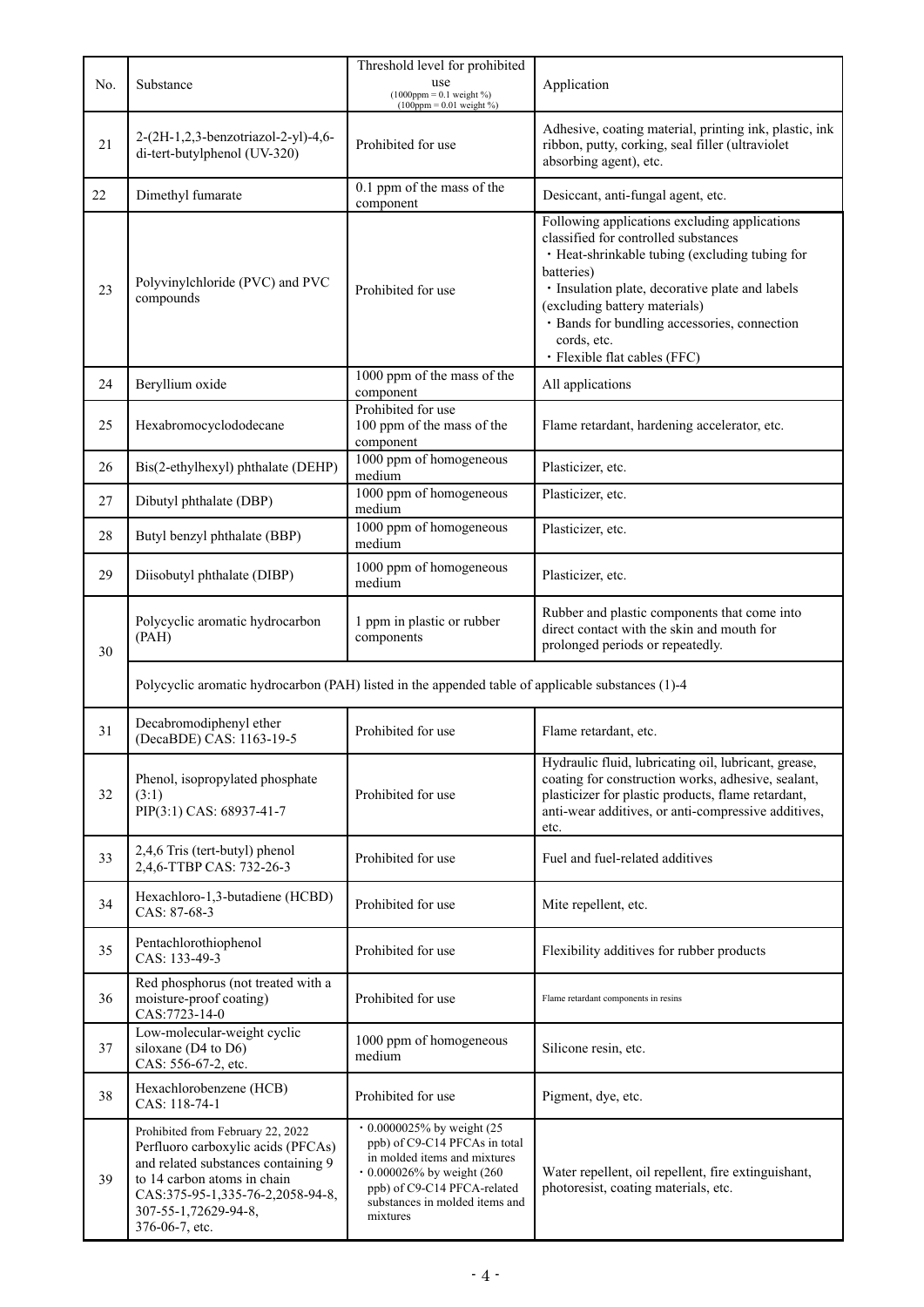| No. | Substance | Threshold level for prohibited use (1000ppm = 0.1 weight %) (100ppm = 0.01 weight %) | Application |
|---|---|---|---|
| 21 | 2-(2H-1,2,3-benzotriazol-2-yl)-4,6-di-tert-butylphenol (UV-320) | Prohibited for use | Adhesive, coating material, printing ink, plastic, ink ribbon, putty, corking, seal filler (ultraviolet absorbing agent), etc. |
| 22 | Dimethyl fumarate | 0.1 ppm of the mass of the component | Desiccant, anti-fungal agent, etc. |
| 23 | Polyvinylchloride (PVC) and PVC compounds | Prohibited for use | Following applications excluding applications classified for controlled substances<br>・Heat-shrinkable tubing (excluding tubing for batteries)<br>・Insulation plate, decorative plate and labels (excluding battery materials)<br>・Bands for bundling accessories, connection cords, etc.<br>・Flexible flat cables (FFC) |
| 24 | Beryllium oxide | 1000 ppm of the mass of the component | All applications |
| 25 | Hexabromocyclododecane | Prohibited for use<br>100 ppm of the mass of the component | Flame retardant, hardening accelerator, etc. |
| 26 | Bis(2-ethylhexyl) phthalate (DEHP) | 1000 ppm of homogeneous medium | Plasticizer, etc. |
| 27 | Dibutyl phthalate (DBP) | 1000 ppm of homogeneous medium | Plasticizer, etc. |
| 28 | Butyl benzyl phthalate (BBP) | 1000 ppm of homogeneous medium | Plasticizer, etc. |
| 29 | Diisobutyl phthalate (DIBP) | 1000 ppm of homogeneous medium | Plasticizer, etc. |
| 30 | Polycyclic aromatic hydrocarbon (PAH) | 1 ppm in plastic or rubber components | Rubber and plastic components that come into direct contact with the skin and mouth for prolonged periods or repeatedly. |
| | Polycyclic aromatic hydrocarbon (PAH) listed in the appended table of applicable substances (1)-4 | | |
| 31 | Decabromodiphenyl ether (DecaBDE) CAS: 1163-19-5 | Prohibited for use | Flame retardant, etc. |
| 32 | Phenol, isopropylated phosphate (3:1)<br>PIP(3:1) CAS: 68937-41-7 | Prohibited for use | Hydraulic fluid, lubricating oil, lubricant, grease, coating for construction works, adhesive, sealant, plasticizer for plastic products, flame retardant, anti-wear additives, or anti-compressive additives, etc. |
| 33 | 2,4,6 Tris (tert-butyl) phenol<br>2,4,6-TTBP CAS: 732-26-3 | Prohibited for use | Fuel and fuel-related additives |
| 34 | Hexachloro-1,3-butadiene (HCBD)<br>CAS: 87-68-3 | Prohibited for use | Mite repellent, etc. |
| 35 | Pentachlorothiophenol<br>CAS: 133-49-3 | Prohibited for use | Flexibility additives for rubber products |
| 36 | Red phosphorus (not treated with a moisture-proof coating)<br>CAS:7723-14-0 | Prohibited for use | Flame retardant components in resins |
| 37 | Low-molecular-weight cyclic siloxane (D4 to D6)<br>CAS: 556-67-2, etc. | 1000 ppm of homogeneous medium | Silicone resin, etc. |
| 38 | Hexachlorobenzene (HCB)<br>CAS: 118-74-1 | Prohibited for use | Pigment, dye, etc. |
| 39 | Prohibited from February 22, 2022<br>Perfluoro carboxylic acids (PFCAs) and related substances containing 9 to 14 carbon atoms in chain<br>CAS:375-95-1,335-76-2,2058-94-8, 307-55-1,72629-94-8, 376-06-7, etc. | ・0.0000025% by weight (25 ppb) of C9-C14 PFCAs in total in molded items and mixtures<br>・0.000026% by weight (260 ppb) of C9-C14 PFCA-related substances in molded items and mixtures | Water repellent, oil repellent, fire extinguishant, photoresist, coating materials, etc. |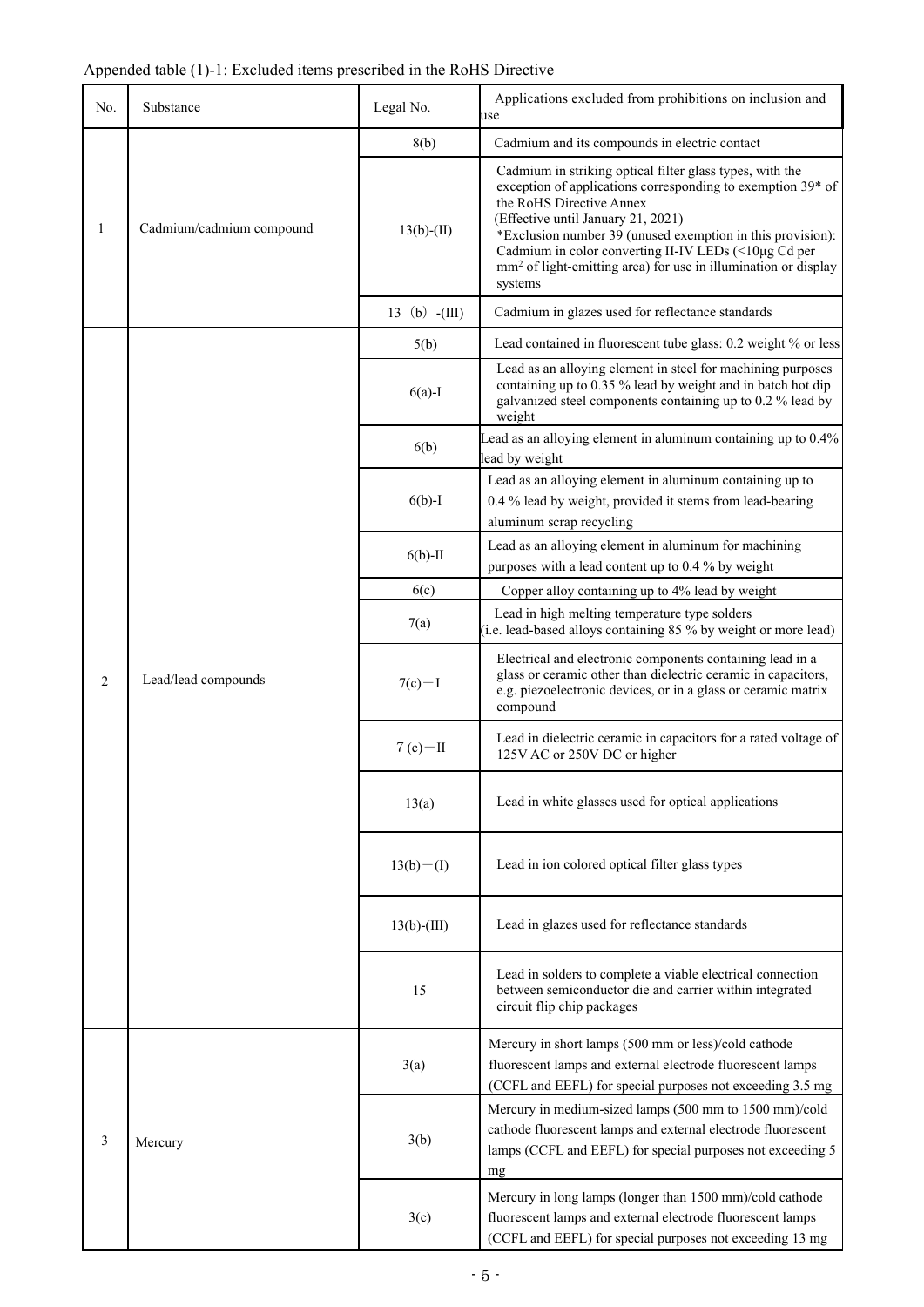Appended table (1)-1: Excluded items prescribed in the RoHS Directive

| No. | Substance | Legal No. | Applications excluded from prohibitions on inclusion and use |
|---|---|---|---|
| 1 | Cadmium/cadmium compound | 8(b) | Cadmium and its compounds in electric contact |
| | | 13(b)-(II) | Cadmium in striking optical filter glass types, with the exception of applications corresponding to exemption 39* of the RoHS Directive Annex (Effective until January 21, 2021) *Exclusion number 39 (unused exemption in this provision): Cadmium in color converting II-IV LEDs (<10μg Cd per mm² of light-emitting area) for use in illumination or display systems |
| | | 13（b）-(III) | Cadmium in glazes used for reflectance standards |
| 2 | Lead/lead compounds | 5(b) | Lead contained in fluorescent tube glass: 0.2 weight % or less |
| | | 6(a)-I | Lead as an alloying element in steel for machining purposes containing up to 0.35 % lead by weight and in batch hot dip galvanized steel components containing up to 0.2 % lead by weight |
| | | 6(b) | Lead as an alloying element in aluminum containing up to 0.4% lead by weight |
| | | 6(b)-I | Lead as an alloying element in aluminum containing up to 0.4 % lead by weight, provided it stems from lead-bearing aluminum scrap recycling |
| | | 6(b)-II | Lead as an alloying element in aluminum for machining purposes with a lead content up to 0.4 % by weight |
| | | 6(c) | Copper alloy containing up to 4% lead by weight |
| | | 7(a) | Lead in high melting temperature type solders (i.e. lead-based alloys containing 85 % by weight or more lead) |
| | | 7(c)－I | Electrical and electronic components containing lead in a glass or ceramic other than dielectric ceramic in capacitors, e.g. piezoelectronic devices, or in a glass or ceramic matrix compound |
| | | 7 (c)－II | Lead in dielectric ceramic in capacitors for a rated voltage of 125V AC or 250V DC or higher |
| | | 13(a) | Lead in white glasses used for optical applications |
| | | 13(b)－(I) | Lead in ion colored optical filter glass types |
| | | 13(b)-(III) | Lead in glazes used for reflectance standards |
| | | 15 | Lead in solders to complete a viable electrical connection between semiconductor die and carrier within integrated circuit flip chip packages |
| 3 | Mercury | 3(a) | Mercury in short lamps (500 mm or less)/cold cathode fluorescent lamps and external electrode fluorescent lamps (CCFL and EEFL) for special purposes not exceeding 3.5 mg |
| | | 3(b) | Mercury in medium-sized lamps (500 mm to 1500 mm)/cold cathode fluorescent lamps and external electrode fluorescent lamps (CCFL and EEFL) for special purposes not exceeding 5 mg |
| | | 3(c) | Mercury in long lamps (longer than 1500 mm)/cold cathode fluorescent lamps and external electrode fluorescent lamps (CCFL and EEFL) for special purposes not exceeding 13 mg |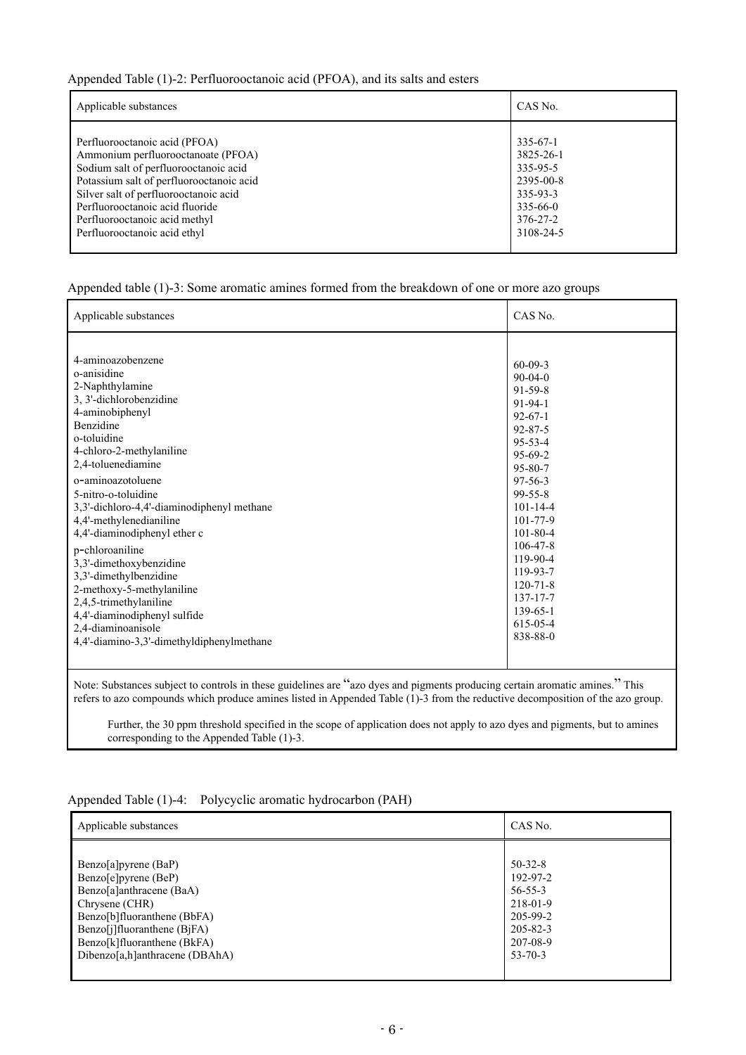Appended Table (1)-2: Perfluorooctanoic acid (PFOA), and its salts and esters

| Applicable substances | CAS No. |
|---|---|
| Perfluorooctanoic acid (PFOA) | 335-67-1 |
| Ammonium perfluorooctanoate (PFOA) | 3825-26-1 |
| Sodium salt of perfluorooctanoic acid | 335-95-5 |
| Potassium salt of perfluorooctanoic acid | 2395-00-8 |
| Silver salt of perfluorooctanoic acid | 335-93-3 |
| Perfluorooctanoic acid fluoride | 335-66-0 |
| Perfluorooctanoic acid methyl | 376-27-2 |
| Perfluorooctanoic acid ethyl | 3108-24-5 |

Appended table (1)-3: Some aromatic amines formed from the breakdown of one or more azo groups

| Applicable substances | CAS No. |
|---|---|
| 4-aminoazobenzene | 60-09-3 |
| o-anisidine | 90-04-0 |
| 2-Naphthylamine | 91-59-8 |
| 3, 3'-dichlorobenzidine | 91-94-1 |
| 4-aminobiphenyl | 92-67-1 |
| Benzidine | 92-87-5 |
| o-toluidine | 95-53-4 |
| 4-chloro-2-methylaniline | 95-69-2 |
| 2,4-toluenediamine | 95-80-7 |
| o-aminoazotoluene | 97-56-3 |
| 5-nitro-o-toluidine | 99-55-8 |
| 3,3'-dichloro-4,4'-diaminodiphenyl methane | 101-14-4 |
| 4,4'-methylenedianiline | 101-77-9 |
| 4,4'-diaminodiphenyl ether c | 101-80-4 |
| p-chloroaniline | 106-47-8 |
| 3,3'-dimethoxybenzidine | 119-90-4 |
| 3,3'-dimethylbenzidine | 119-93-7 |
| 2-methoxy-5-methylaniline | 120-71-8 |
| 2,4,5-trimethylaniline | 137-17-7 |
| 4,4'-diaminodiphenyl sulfide | 139-65-1 |
| 2,4-diaminoanisole | 615-05-4 |
| 4,4'-diamino-3,3'-dimethyldiphenylmethane | 838-88-0 |

Note: Substances subject to controls in these guidelines are "azo dyes and pigments producing certain aromatic amines." This refers to azo compounds which produce amines listed in Appended Table (1)-3 from the reductive decomposition of the azo group.

Further, the 30 ppm threshold specified in the scope of application does not apply to azo dyes and pigments, but to amines corresponding to the Appended Table (1)-3.

Appended Table (1)-4: Polycyclic aromatic hydrocarbon (PAH)

| Applicable substances | CAS No. |
|---|---|
| Benzo[a]pyrene (BaP) | 50-32-8 |
| Benzo[e]pyrene (BeP) | 192-97-2 |
| Benzo[a]anthracene (BaA) | 56-55-3 |
| Chrysene (CHR) | 218-01-9 |
| Benzo[b]fluoranthene (BbFA) | 205-99-2 |
| Benzo[j]fluoranthene (BjFA) | 205-82-3 |
| Benzo[k]fluoranthene (BkFA) | 207-08-9 |
| Dibenzo[a,h]anthracene (DBAhA) | 53-70-3 |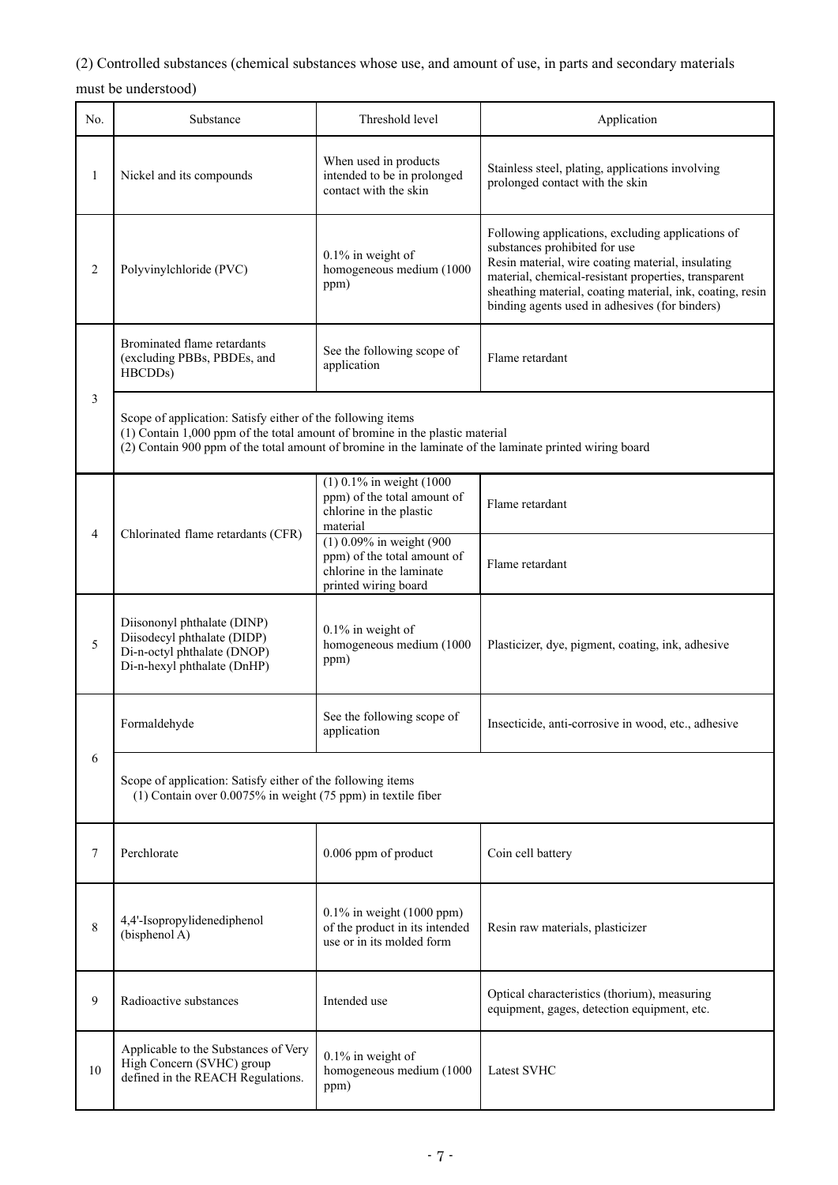(2) Controlled substances (chemical substances whose use, and amount of use, in parts and secondary materials must be understood)

| No. | Substance | Threshold level | Application |
|---|---|---|---|
| 1 | Nickel and its compounds | When used in products intended to be in prolonged contact with the skin | Stainless steel, plating, applications involving prolonged contact with the skin |
| 2 | Polyvinylchloride (PVC) | 0.1% in weight of homogeneous medium (1000 ppm) | Following applications, excluding applications of substances prohibited for use<br>Resin material, wire coating material, insulating material, chemical-resistant properties, transparent sheathing material, coating material, ink, coating, resin binding agents used in adhesives (for binders) |
| 3 | Brominated flame retardants (excluding PBBs, PBDEs, and HBCDDs) | See the following scope of application | Flame retardant |
| | Scope of application: Satisfy either of the following items<br>(1) Contain 1,000 ppm of the total amount of bromine in the plastic material<br>(2) Contain 900 ppm of the total amount of bromine in the laminate of the laminate printed wiring board | | |
| 4 | Chlorinated flame retardants (CFR) | (1) 0.1% in weight (1000 ppm) of the total amount of chlorine in the plastic material | Flame retardant |
| | | (1) 0.09% in weight (900 ppm) of the total amount of chlorine in the laminate printed wiring board | Flame retardant |
| 5 | Diisononyl phthalate (DINP)<br>Diisodecyl phthalate (DIDP)<br>Di-n-octyl phthalate (DNOP)<br>Di-n-hexyl phthalate (DnHP) | 0.1% in weight of homogeneous medium (1000 ppm) | Plasticizer, dye, pigment, coating, ink, adhesive |
| 6 | Formaldehyde | See the following scope of application | Insecticide, anti-corrosive in wood, etc., adhesive |
| | Scope of application: Satisfy either of the following items<br>(1) Contain over 0.0075% in weight (75 ppm) in textile fiber | | |
| 7 | Perchlorate | 0.006 ppm of product | Coin cell battery |
| 8 | 4,4'-Isopropylidenediphenol (bisphenol A) | 0.1% in weight (1000 ppm) of the product in its intended use or in its molded form | Resin raw materials, plasticizer |
| 9 | Radioactive substances | Intended use | Optical characteristics (thorium), measuring equipment, gages, detection equipment, etc. |
| 10 | Applicable to the Substances of Very High Concern (SVHC) group defined in the REACH Regulations. | 0.1% in weight of homogeneous medium (1000 ppm) | Latest SVHC |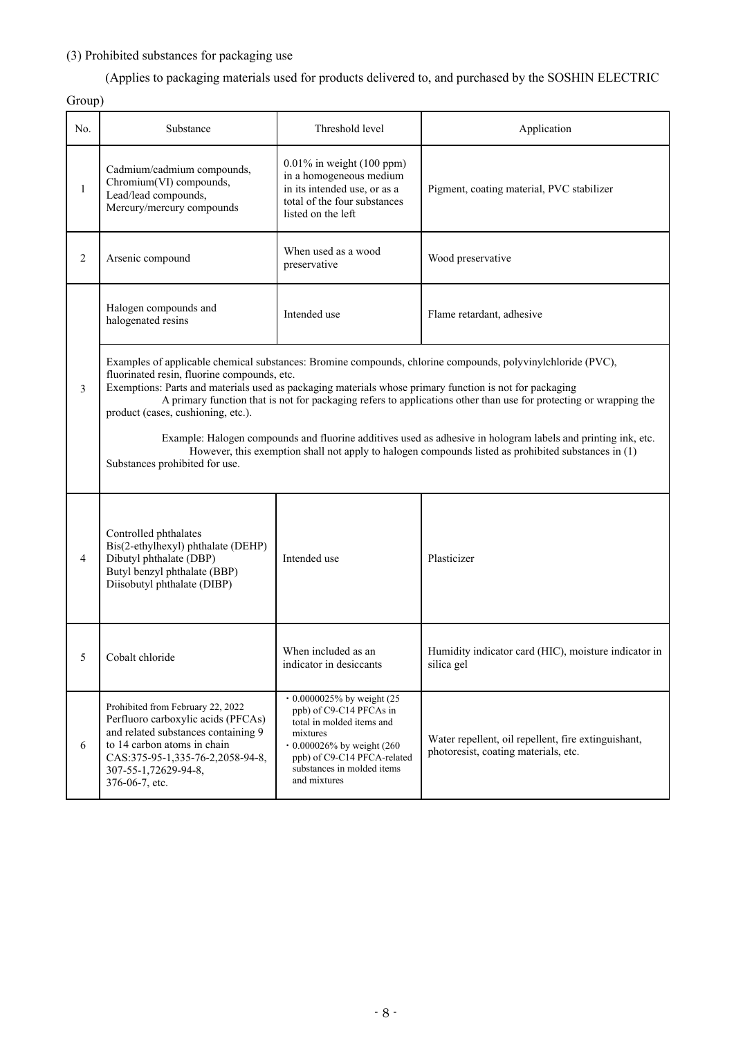(3) Prohibited substances for packaging use

(Applies to packaging materials used for products delivered to, and purchased by the SOSHIN ELECTRIC Group)

| No. | Substance | Threshold level | Application |
|---|---|---|---|
| 1 | Cadmium/cadmium compounds, Chromium(VI) compounds, Lead/lead compounds, Mercury/mercury compounds | 0.01% in weight (100 ppm) in a homogeneous medium in its intended use, or as a total of the four substances listed on the left | Pigment, coating material, PVC stabilizer |
| 2 | Arsenic compound | When used as a wood preservative | Wood preservative |
| 3 | Halogen compounds and halogenated resins | Intended use | Flame retardant, adhesive |
| | Examples of applicable chemical substances: Bromine compounds, chlorine compounds, polyvinylchloride (PVC), fluorinated resin, fluorine compounds, etc.<br>Exemptions: Parts and materials used as packaging materials whose primary function is not for packaging<br>A primary function that is not for packaging refers to applications other than use for protecting or wrapping the product (cases, cushioning, etc.).<br><br>Example: Halogen compounds and fluorine additives used as adhesive in hologram labels and printing ink, etc.<br>However, this exemption shall not apply to halogen compounds listed as prohibited substances in (1) Substances prohibited for use. | | |
| 4 | Controlled phthalates<br>Bis(2-ethylhexyl) phthalate (DEHP)<br>Dibutyl phthalate (DBP)<br>Butyl benzyl phthalate (BBP)<br>Diisobutyl phthalate (DIBP) | Intended use | Plasticizer |
| 5 | Cobalt chloride | When included as an indicator in desiccants | Humidity indicator card (HIC), moisture indicator in silica gel |
| 6 | Prohibited from February 22, 2022<br>Perfluoro carboxylic acids (PFCAs) and related substances containing 9 to 14 carbon atoms in chain<br>CAS:375-95-1,335-76-2,2058-94-8, 307-55-1,72629-94-8, 376-06-7, etc. | ・0.0000025% by weight (25 ppb) of C9-C14 PFCAs in total in molded items and mixtures<br>・0.000026% by weight (260 ppb) of C9-C14 PFCA-related substances in molded items and mixtures | Water repellent, oil repellent, fire extinguishant, photoresist, coating materials, etc. |